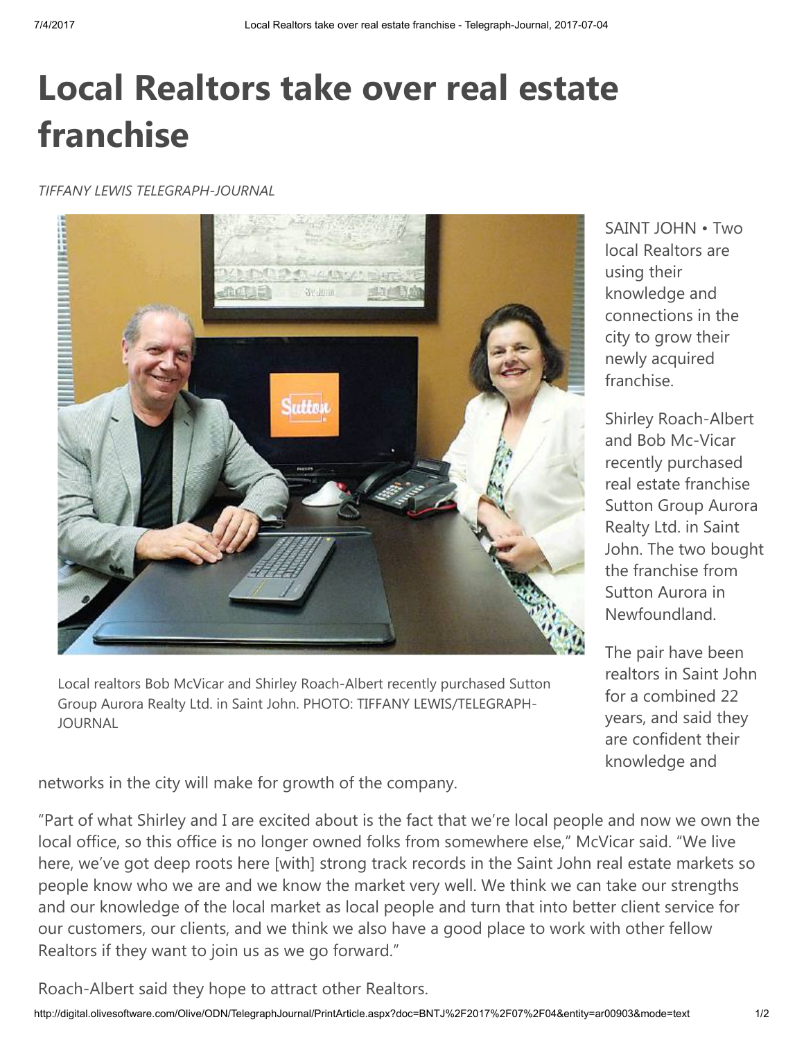# Local Realtors take over real estate franchise

*TIFFANY LEWIS TELEGRAPH-JOURNAL*

Local realtors Bob McVicar and Shirley Roach-Albert recently purchased Sutton Group Aurora Realty Ltd. in Saint John. PHOTO: TIFFANY LEWIS/TELEGRAPH-JOURNAL

SAINT JOHN • Two local Realtors are using their knowledge and connections in the city to grow their newly acquired franchise.

Shirley Roach-Albert and Bob Mc-Vicar recently purchased real estate franchise Sutton Group Aurora Realty Ltd. in Saint John. The two bought the franchise from Sutton Aurora in Newfoundland.

The pair have been realtors in Saint John for a combined 22 years, and said they are confident their knowledge and networks in the city will make for growth of the company.

"Part of what Shirley and I are excited about is the fact that we're local people and now we own the local office, so this office is no longer owned folks from somewhere else," McVicar said. "We live here, we've got deep roots here [with] strong track records in the Saint John real estate markets so people know who we are and we know the market very well. We think we can take our strengths and our knowledge of the local market as local people and turn that into better client service for our customers, our clients, and we think we also have a good place to work with other fellow Realtors if they want to join us as we go forward."

Roach-Albert said they hope to attract other Realtors.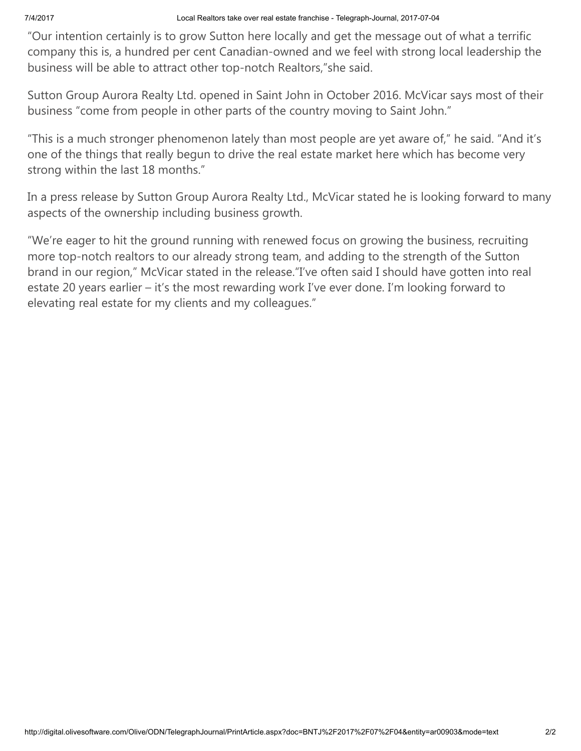"Our intention certainly is to grow Sutton here locally and get the message out of what a terrific company this is, a hundred per cent Canadian-owned and we feel with strong local leadership the business will be able to attract other top-notch Realtors,"she said.

Sutton Group Aurora Realty Ltd. opened in Saint John in October 2016. McVicar says most of their business "come from people in other parts of the country moving to Saint John."

"This is a much stronger phenomenon lately than most people are yet aware of," he said. "And it's one of the things that really begun to drive the real estate market here which has become very strong within the last 18 months."

In a press release by Sutton Group Aurora Realty Ltd., McVicar stated he is looking forward to many aspects of the ownership including business growth.

"We're eager to hit the ground running with renewed focus on growing the business, recruiting more top-notch realtors to our already strong team, and adding to the strength of the Sutton brand in our region," McVicar stated in the release."I've often said I should have gotten into real estate 20 years earlier – it's the most rewarding work I've ever done. I'm looking forward to elevating real estate for my clients and my colleagues."